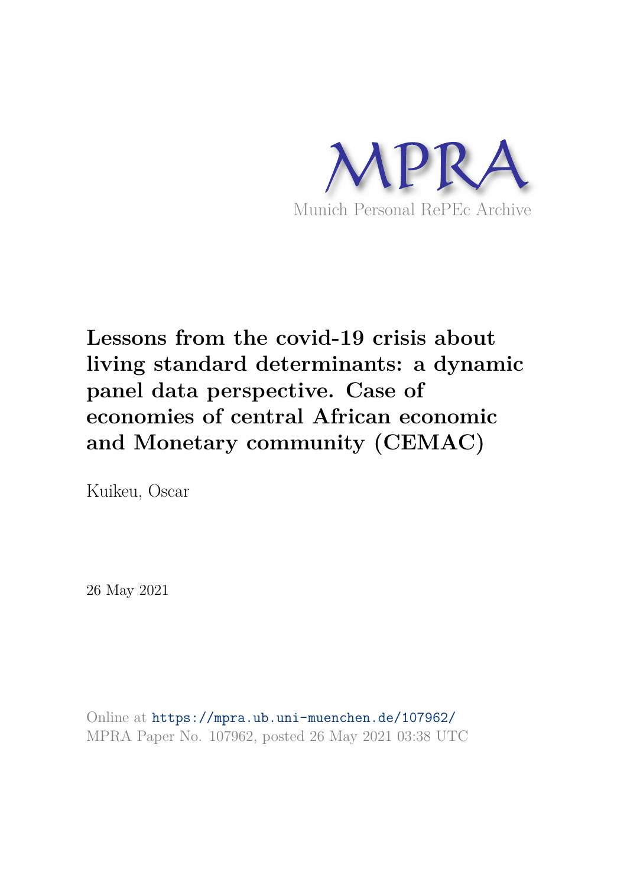MPRA

Munich Personal RePEc Archive

# Lessons from the covid-19 crisis about living standard determinants: a dynamic panel data perspective. Case of economies of central African economic and Monetary community (CEMAC)

Kuikeu, Oscar

26 May 2021

Online at https://mpra.ub.uni-muenchen.de/107962/
MPRA Paper No. 107962, posted 26 May 2021 03:38 UTC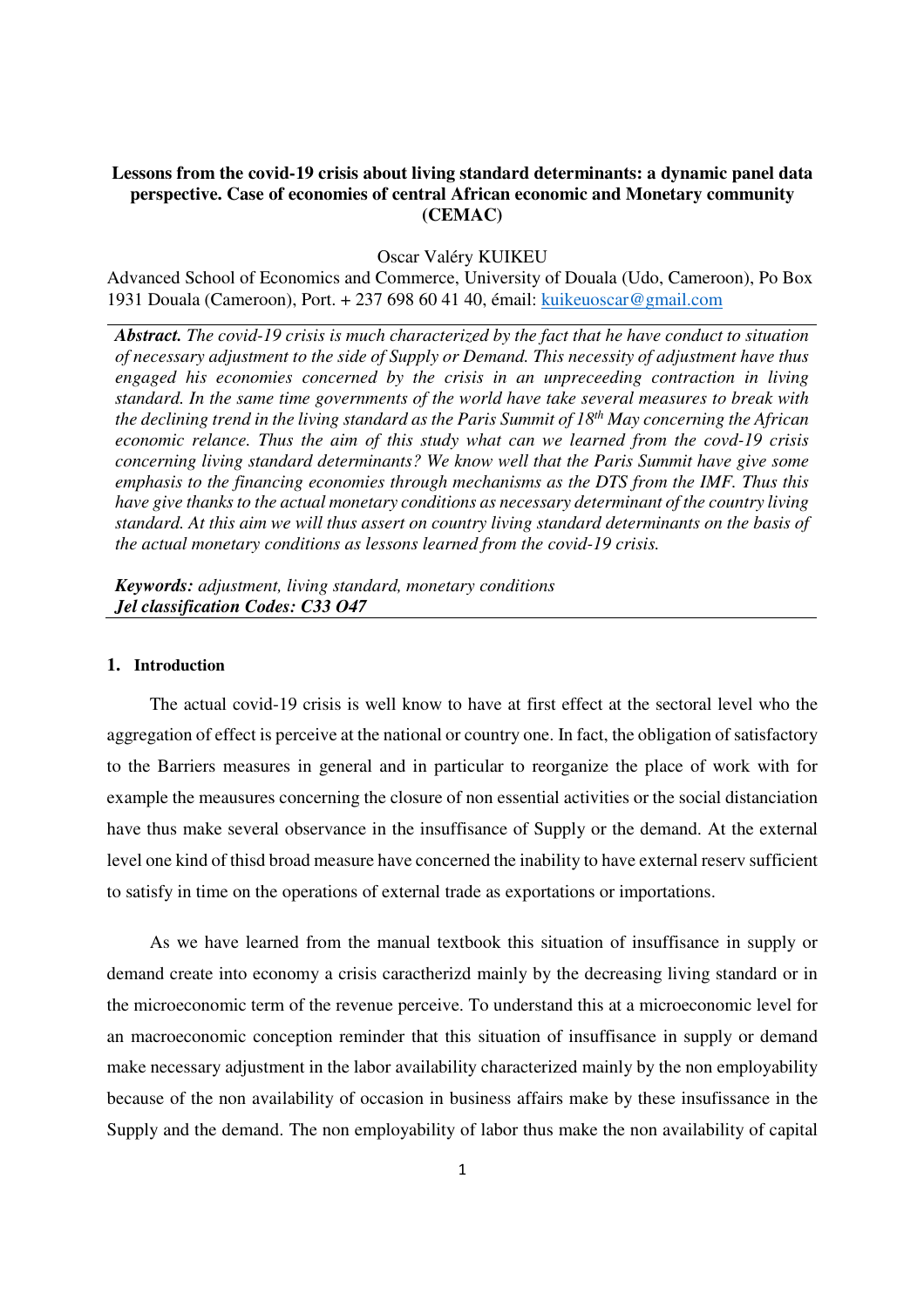# Lessons from the covid-19 crisis about living standard determinants: a dynamic panel data perspective. Case of economies of central African economic and Monetary community (CEMAC)

Oscar Valéry KUIKEU

Advanced School of Economics and Commerce, University of Douala (Udo, Cameroon), Po Box 1931 Douala (Cameroon), Port. + 237 698 60 41 40, émail: kuikeuoscar@gmail.com

***Abstract.*** *The covid-19 crisis is much characterized by the fact that he have conduct to situation of necessary adjustment to the side of Supply or Demand. This necessity of adjustment have thus engaged his economies concerned by the crisis in an unpreceeding contraction in living standard. In the same time governments of the world have take several measures to break with the declining trend in the living standard as the Paris Summit of 18th May concerning the African economic relance. Thus the aim of this study what can we learned from the covd-19 crisis concerning living standard determinants? We know well that the Paris Summit have give some emphasis to the financing economies through mechanisms as the DTS from the IMF. Thus this have give thanks to the actual monetary conditions as necessary determinant of the country living standard. At this aim we will thus assert on country living standard determinants on the basis of the actual monetary conditions as lessons learned from the covid-19 crisis.*

***Keywords:*** *adjustment, living standard, monetary conditions*
***Jel classification Codes: C33 O47***

## 1. Introduction

The actual covid-19 crisis is well know to have at first effect at the sectoral level who the aggregation of effect is perceive at the national or country one. In fact, the obligation of satisfactory to the Barriers measures in general and in particular to reorganize the place of work with for example the meausures concerning the closure of non essential activities or the social distanciation have thus make several observance in the insuffisance of Supply or the demand. At the external level one kind of thisd broad measure have concerned the inability to have external reserv sufficient to satisfy in time on the operations of external trade as exportations or importations.

As we have learned from the manual textbook this situation of insuffisance in supply or demand create into economy a crisis caractherizd mainly by the decreasing living standard or in the microeconomic term of the revenue perceive. To understand this at a microeconomic level for an macroeconomic conception reminder that this situation of insuffisance in supply or demand make necessary adjustment in the labor availability characterized mainly by the non employability because of the non availability of occasion in business affairs make by these insufissance in the Supply and the demand. The non employability of labor thus make the non availability of capital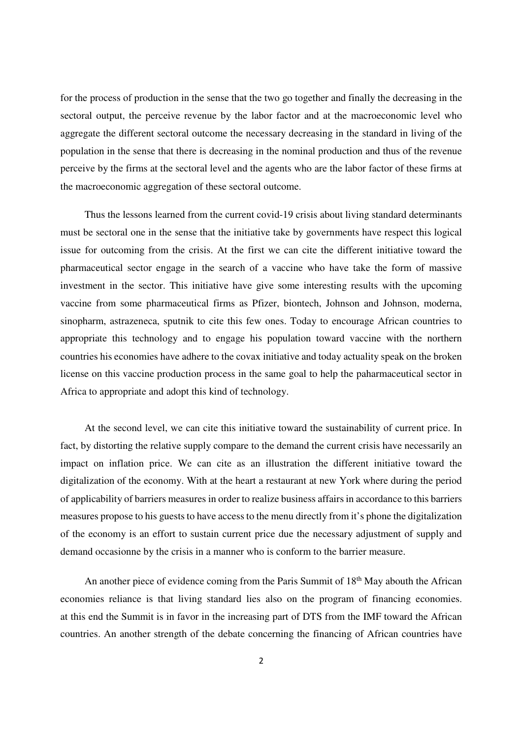for the process of production in the sense that the two go together and finally the decreasing in the sectoral output, the perceive revenue by the labor factor and at the macroeconomic level who aggregate the different sectoral outcome the necessary decreasing in the standard in living of the population in the sense that there is decreasing in the nominal production and thus of the revenue perceive by the firms at the sectoral level and the agents who are the labor factor of these firms at the macroeconomic aggregation of these sectoral outcome.

Thus the lessons learned from the current covid-19 crisis about living standard determinants must be sectoral one in the sense that the initiative take by governments have respect this logical issue for outcoming from the crisis. At the first we can cite the different initiative toward the pharmaceutical sector engage in the search of a vaccine who have take the form of massive investment in the sector. This initiative have give some interesting results with the upcoming vaccine from some pharmaceutical firms as Pfizer, biontech, Johnson and Johnson, moderna, sinopharm, astrazeneca, sputnik to cite this few ones. Today to encourage African countries to appropriate this technology and to engage his population toward vaccine with the northern countries his economies have adhere to the covax initiative and today actuality speak on the broken license on this vaccine production process in the same goal to help the paharmaceutical sector in Africa to appropriate and adopt this kind of technology.

At the second level, we can cite this initiative toward the sustainability of current price. In fact, by distorting the relative supply compare to the demand the current crisis have necessarily an impact on inflation price. We can cite as an illustration the different initiative toward the digitalization of the economy. With at the heart a restaurant at new York where during the period of applicability of barriers measures in order to realize business affairs in accordance to this barriers measures propose to his guests to have access to the menu directly from it's phone the digitalization of the economy is an effort to sustain current price due the necessary adjustment of supply and demand occasionne by the crisis in a manner who is conform to the barrier measure.

An another piece of evidence coming from the Paris Summit of 18th May abouth the African economies reliance is that living standard lies also on the program of financing economies. at this end the Summit is in favor in the increasing part of DTS from the IMF toward the African countries. An another strength of the debate concerning the financing of African countries have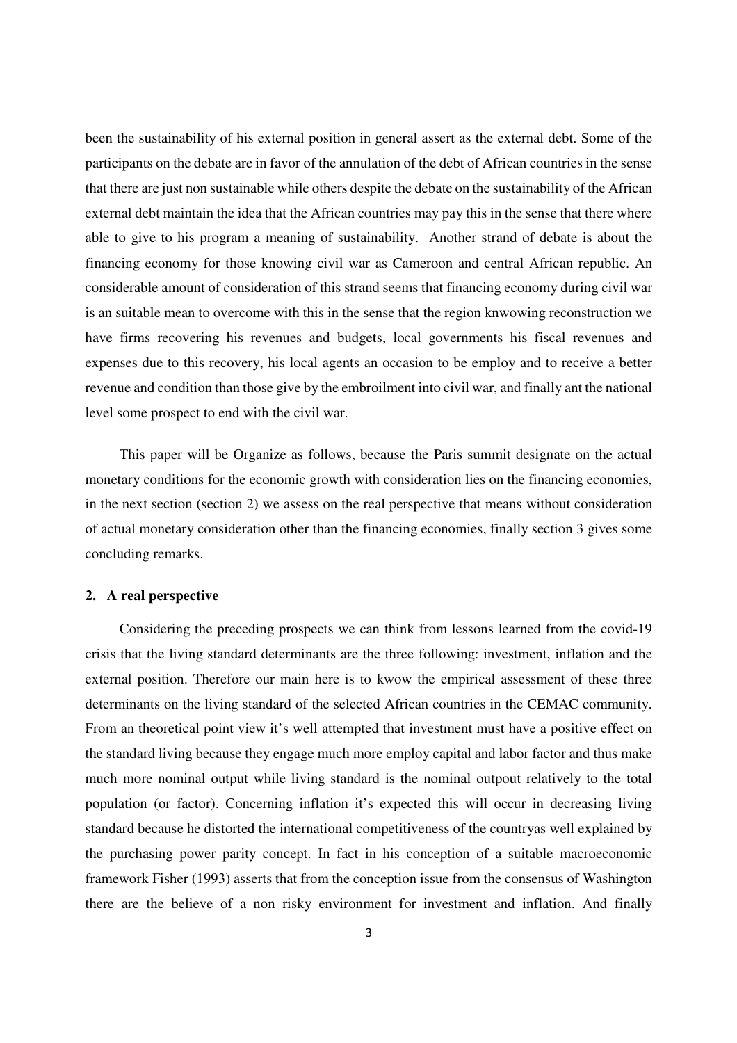been the sustainability of his external position in general assert as the external debt. Some of the participants on the debate are in favor of the annulation of the debt of African countries in the sense that there are just non sustainable while others despite the debate on the sustainability of the African external debt maintain the idea that the African countries may pay this in the sense that there where able to give to his program a meaning of sustainability. Another strand of debate is about the financing economy for those knowing civil war as Cameroon and central African republic. An considerable amount of consideration of this strand seems that financing economy during civil war is an suitable mean to overcome with this in the sense that the region knwowing reconstruction we have firms recovering his revenues and budgets, local governments his fiscal revenues and expenses due to this recovery, his local agents an occasion to be employ and to receive a better revenue and condition than those give by the embroilment into civil war, and finally ant the national level some prospect to end with the civil war.

This paper will be Organize as follows, because the Paris summit designate on the actual monetary conditions for the economic growth with consideration lies on the financing economies, in the next section (section 2) we assess on the real perspective that means without consideration of actual monetary consideration other than the financing economies, finally section 3 gives some concluding remarks.

## 2. A real perspective

Considering the preceding prospects we can think from lessons learned from the covid-19 crisis that the living standard determinants are the three following: investment, inflation and the external position. Therefore our main here is to kwow the empirical assessment of these three determinants on the living standard of the selected African countries in the CEMAC community. From an theoretical point view it's well attempted that investment must have a positive effect on the standard living because they engage much more employ capital and labor factor and thus make much more nominal output while living standard is the nominal outpout relatively to the total population (or factor). Concerning inflation it's expected this will occur in decreasing living standard because he distorted the international competitiveness of the countryas well explained by the purchasing power parity concept. In fact in his conception of a suitable macroeconomic framework Fisher (1993) asserts that from the conception issue from the consensus of Washington there are the believe of a non risky environment for investment and inflation. And finally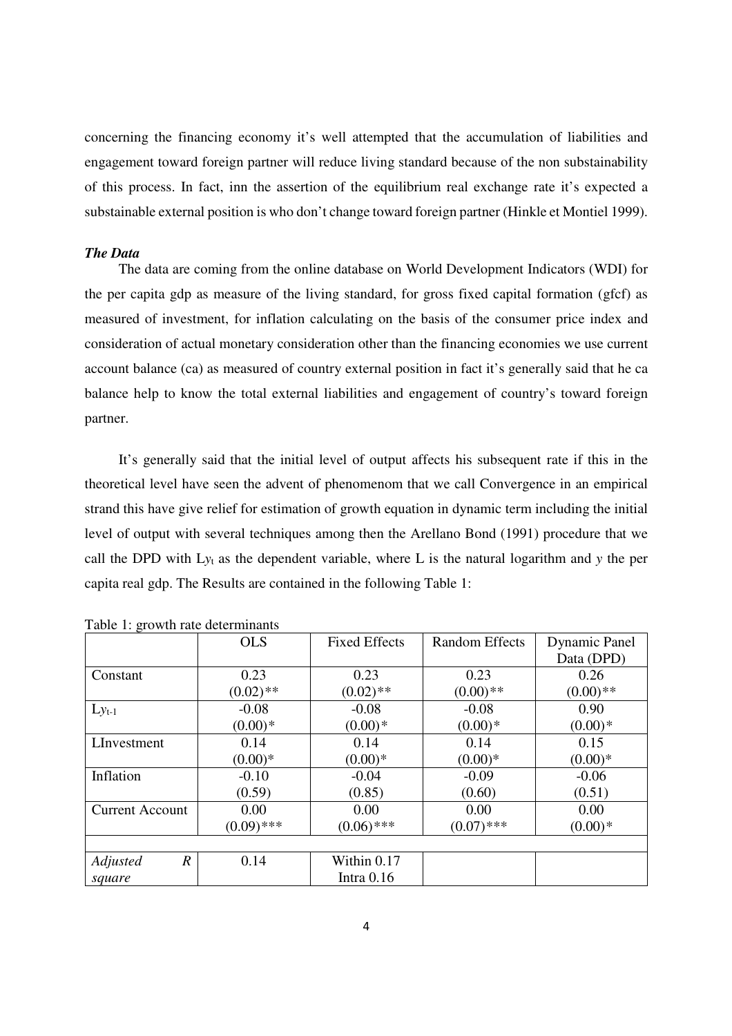concerning the financing economy it's well attempted that the accumulation of liabilities and engagement toward foreign partner will reduce living standard because of the non substainability of this process. In fact, inn the assertion of the equilibrium real exchange rate it's expected a substainable external position is who don't change toward foreign partner (Hinkle et Montiel 1999).

***The Data***

The data are coming from the online database on World Development Indicators (WDI) for the per capita gdp as measure of the living standard, for gross fixed capital formation (gfcf) as measured of investment, for inflation calculating on the basis of the consumer price index and consideration of actual monetary consideration other than the financing economies we use current account balance (ca) as measured of country external position in fact it's generally said that he ca balance help to know the total external liabilities and engagement of country's toward foreign partner.

It's generally said that the initial level of output affects his subsequent rate if this in the theoretical level have seen the advent of phenomenom that we call Convergence in an empirical strand this have give relief for estimation of growth equation in dynamic term including the initial level of output with several techniques among then the Arellano Bond (1991) procedure that we call the DPD with $Ly_t$ as the dependent variable, where L is the natural logarithm and $y$ the per capita real gdp. The Results are contained in the following Table 1:

Table 1: growth rate determinants

| | OLS | Fixed Effects | Random Effects | Dynamic Panel Data (DPD) |
|---|---|---|---|---|
| Constant | 0.23<br>(0.02)** | 0.23<br>(0.02)** | 0.23<br>(0.00)** | 0.26<br>(0.00)** |
| $Ly_{t-1}$ | -0.08<br>(0.00)* | -0.08<br>(0.00)* | -0.08<br>(0.00)* | 0.90<br>(0.00)* |
| LInvestment | 0.14<br>(0.00)* | 0.14<br>(0.00)* | 0.14<br>(0.00)* | 0.15<br>(0.00)* |
| Inflation | -0.10<br>(0.59) | -0.04<br>(0.85) | -0.09<br>(0.60) | -0.06<br>(0.51) |
| Current Account | 0.00<br>(0.09)*** | 0.00<br>(0.06)*** | 0.00<br>(0.07)*** | 0.00<br>(0.00)* |
| | | | | |
| *Adjusted R square* | 0.14 | Within 0.17<br>Intra 0.16 | | |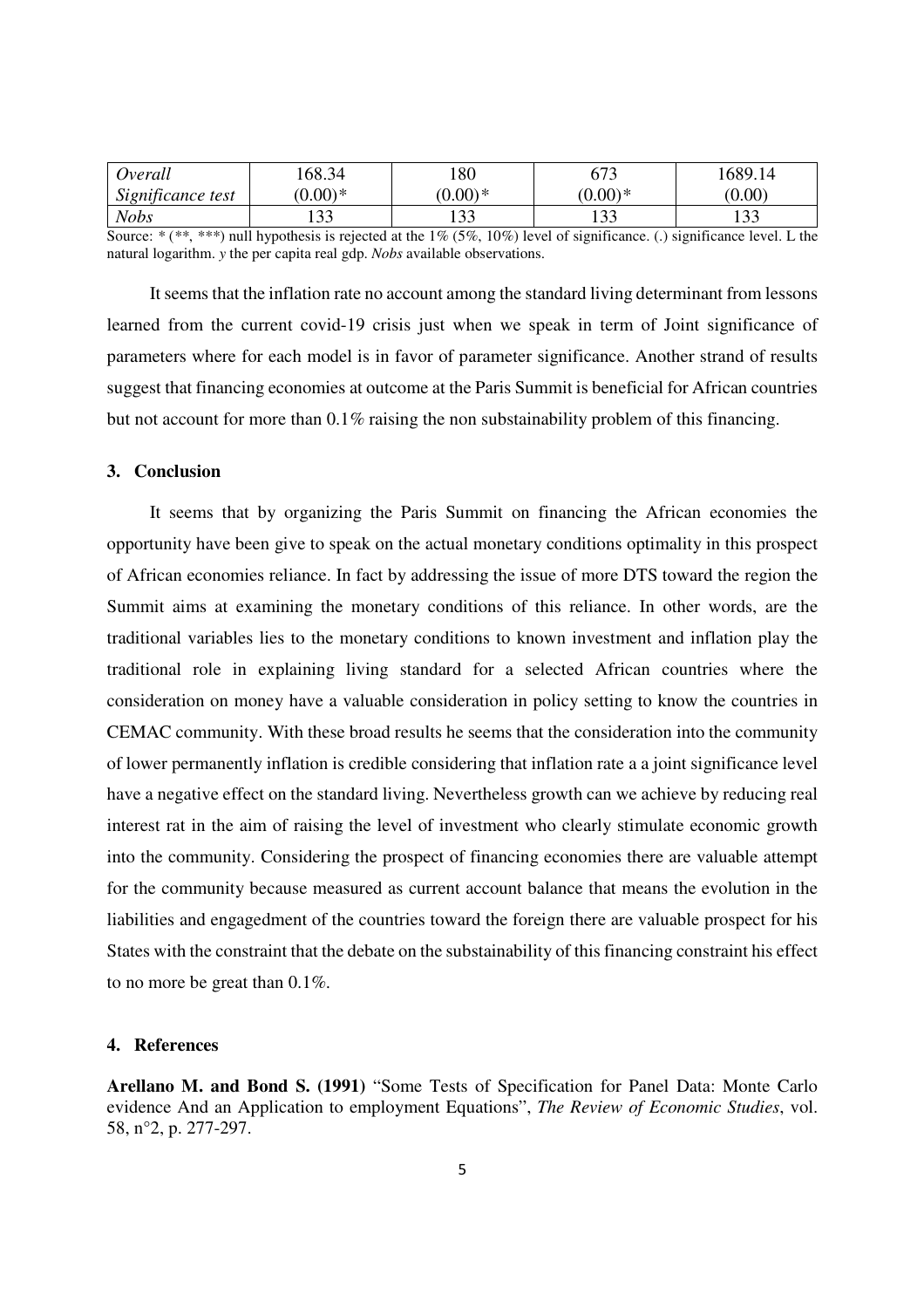| *Overall* | 168.34 | 180 | 673 | 1689.14 |
| --- | --- | --- | --- | --- |
| *Significance test* | (0.00)* | (0.00)* | (0.00)* | (0.00) |
| *Nobs* | 133 | 133 | 133 | 133 |

Source: * (**, ***) null hypothesis is rejected at the 1% (5%, 10%) level of significance. (.) significance level. L the natural logarithm. *y* the per capita real gdp. *Nobs* available observations.

It seems that the inflation rate no account among the standard living determinant from lessons learned from the current covid-19 crisis just when we speak in term of Joint significance of parameters where for each model is in favor of parameter significance. Another strand of results suggest that financing economies at outcome at the Paris Summit is beneficial for African countries but not account for more than 0.1% raising the non substainability problem of this financing.

## 3. Conclusion

It seems that by organizing the Paris Summit on financing the African economies the opportunity have been give to speak on the actual monetary conditions optimality in this prospect of African economies reliance. In fact by addressing the issue of more DTS toward the region the Summit aims at examining the monetary conditions of this reliance. In other words, are the traditional variables lies to the monetary conditions to known investment and inflation play the traditional role in explaining living standard for a selected African countries where the consideration on money have a valuable consideration in policy setting to know the countries in CEMAC community. With these broad results he seems that the consideration into the community of lower permanently inflation is credible considering that inflation rate a a joint significance level have a negative effect on the standard living. Nevertheless growth can we achieve by reducing real interest rat in the aim of raising the level of investment who clearly stimulate economic growth into the community. Considering the prospect of financing economies there are valuable attempt for the community because measured as current account balance that means the evolution in the liabilities and engagedment of the countries toward the foreign there are valuable prospect for his States with the constraint that the debate on the substainability of this financing constraint his effect to no more be great than 0.1%.

## 4. References

**Arellano M. and Bond S. (1991)** "Some Tests of Specification for Panel Data: Monte Carlo evidence And an Application to employment Equations", *The Review of Economic Studies*, vol. 58, n°2, p. 277-297.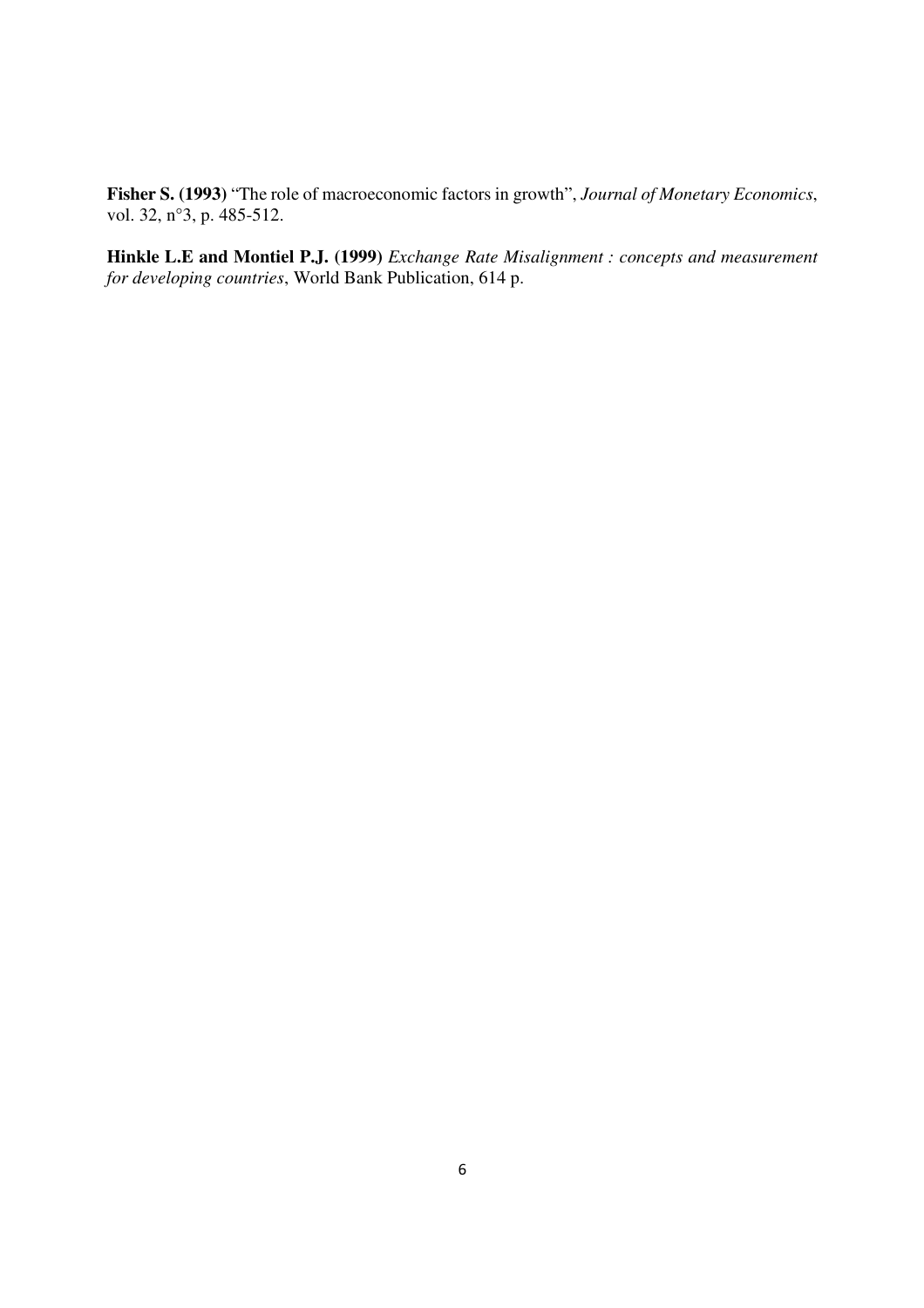**Fisher S. (1993)** "The role of macroeconomic factors in growth", *Journal of Monetary Economics*, vol. 32, n°3, p. 485-512.

**Hinkle L.E and Montiel P.J. (1999)** *Exchange Rate Misalignment : concepts and measurement for developing countries*, World Bank Publication, 614 p.